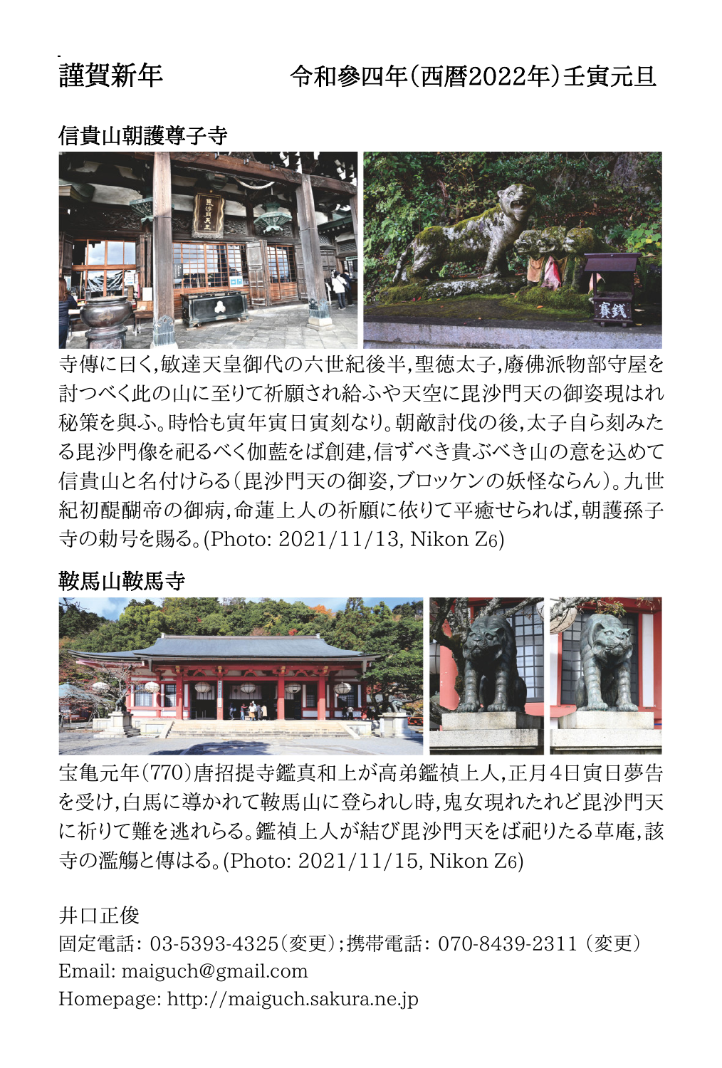# 謹賀新年　　　　令和參四年(西暦2022年)壬寅元旦

## 信貴山朝護尊子寺

寺傳に曰く,敏達天皇御代の六世紀後半,聖徳太子,廢佛派物部守屋を討つべく此の山に至りて祈願され給ふや天空に毘沙門天の御姿現はれ秘策を與ふ。時恰も寅年寅日寅刻なり。朝敵討伐の後,太子自ら刻みたる毘沙門像を祀るべく伽藍をば創建,信ずべき貴ぶべき山の意を込めて信貴山と名付けらる(毘沙門天の御姿,ブロッケンの妖怪ならん)。九世紀初醍醐帝の御病,命蓮上人の祈願に依りて平癒せられば,朝護孫子寺の勅号を賜る。(Photo: 2021/11/13, Nikon Z6)

## 鞍馬山鞍馬寺

宝亀元年(770)唐招提寺鑑真和上が高弟鑑禎上人,正月4日寅日夢告を受け,白馬に導かれて鞍馬山に登られし時,鬼女現れたれど毘沙門天に祈りて難を逃れらる。鑑禎上人が結び毘沙門天をば祀りたる草庵,該寺の濫觴と傳はる。(Photo: 2021/11/15, Nikon Z6)

井口正俊

固定電話: 03-5393-4325(変更);携帯電話: 070-8439-2311 (変更)

Email: maiguch@gmail.com

Homepage: http://maiguch.sakura.ne.jp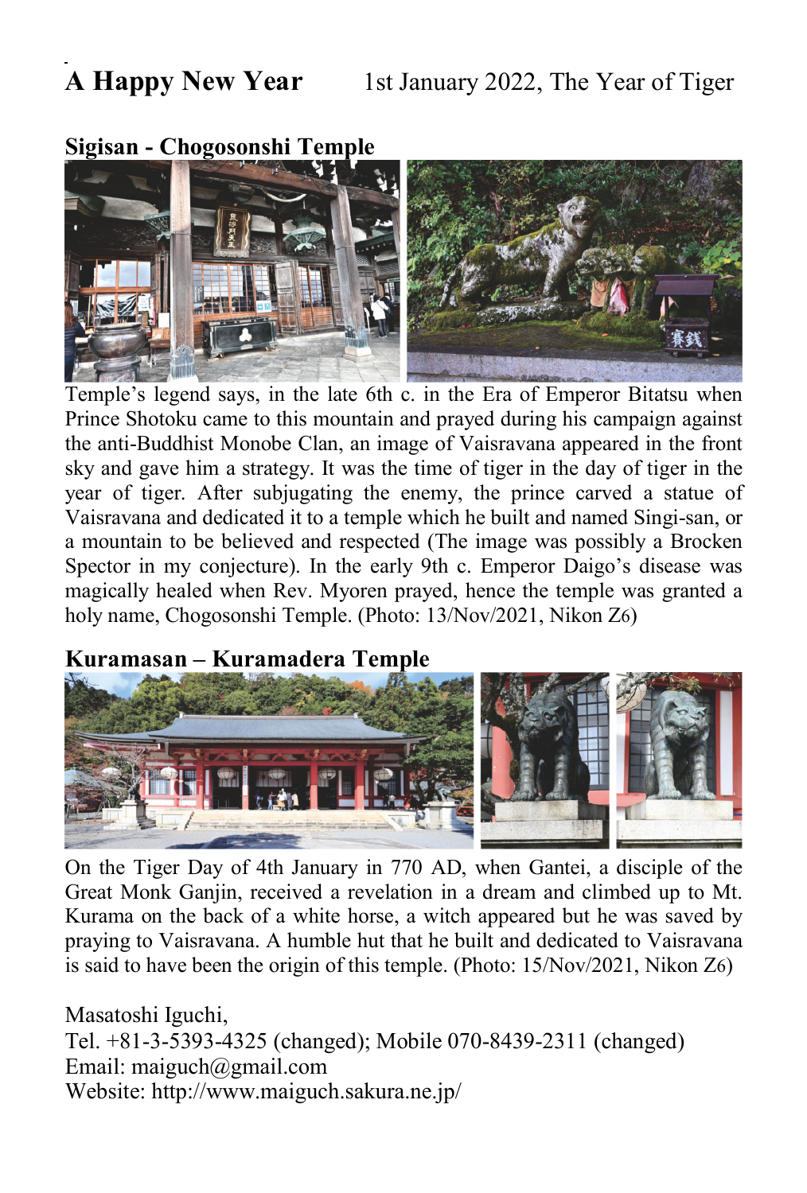# A Happy New Year 1st January 2022, The Year of Tiger

## Sigisan - Chogosonshi Temple

Temple's legend says, in the late 6th c. in the Era of Emperor Bitatsu when Prince Shotoku came to this mountain and prayed during his campaign against the anti-Buddhist Monobe Clan, an image of Vaisravana appeared in the front sky and gave him a strategy. It was the time of tiger in the day of tiger in the year of tiger. After subjugating the enemy, the prince carved a statue of Vaisravana and dedicated it to a temple which he built and named Singi-san, or a mountain to be believed and respected (The image was possibly a Brocken Spector in my conjecture). In the early 9th c. Emperor Daigo's disease was magically healed when Rev. Myoren prayed, hence the temple was granted a holy name, Chogosonshi Temple. (Photo: 13/Nov/2021, Nikon Z6)

## Kuramasan – Kuramadera Temple

On the Tiger Day of 4th January in 770 AD, when Gantei, a disciple of the Great Monk Ganjin, received a revelation in a dream and climbed up to Mt. Kurama on the back of a white horse, a witch appeared but he was saved by praying to Vaisravana. A humble hut that he built and dedicated to Vaisravana is said to have been the origin of this temple. (Photo: 15/Nov/2021, Nikon Z6)

Masatoshi Iguchi,
Tel. +81-3-5393-4325 (changed); Mobile 070-8439-2311 (changed)
Email: maiguch@gmail.com
Website: http://www.maiguch.sakura.ne.jp/